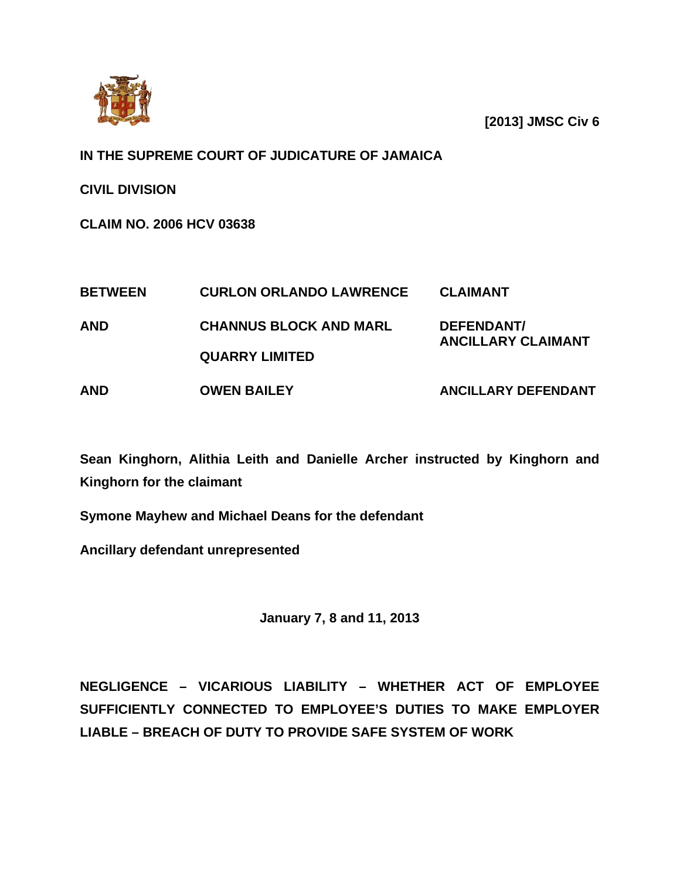**[2013] JMSC Civ 6**

**IN THE SUPREME COURT OF JUDICATURE OF JAMAICA**

**CIVIL DIVISION**

**CLAIM NO. 2006 HCV 03638**

| | | |
|---|---|---|
| **BETWEEN** | **CURLON ORLANDO LAWRENCE** | **CLAIMANT** |
| **AND** | **CHANNUS BLOCK AND MARL QUARRY LIMITED** | **DEFENDANT/ ANCILLARY CLAIMANT** |
| **AND** | **OWEN BAILEY** | **ANCILLARY DEFENDANT** |

**Sean Kinghorn, Alithia Leith and Danielle Archer instructed by Kinghorn and Kinghorn for the claimant**

**Symone Mayhew and Michael Deans for the defendant**

**Ancillary defendant unrepresented**

**January 7, 8 and 11, 2013**

**NEGLIGENCE – VICARIOUS LIABILITY – WHETHER ACT OF EMPLOYEE SUFFICIENTLY CONNECTED TO EMPLOYEE'S DUTIES TO MAKE EMPLOYER LIABLE – BREACH OF DUTY TO PROVIDE SAFE SYSTEM OF WORK**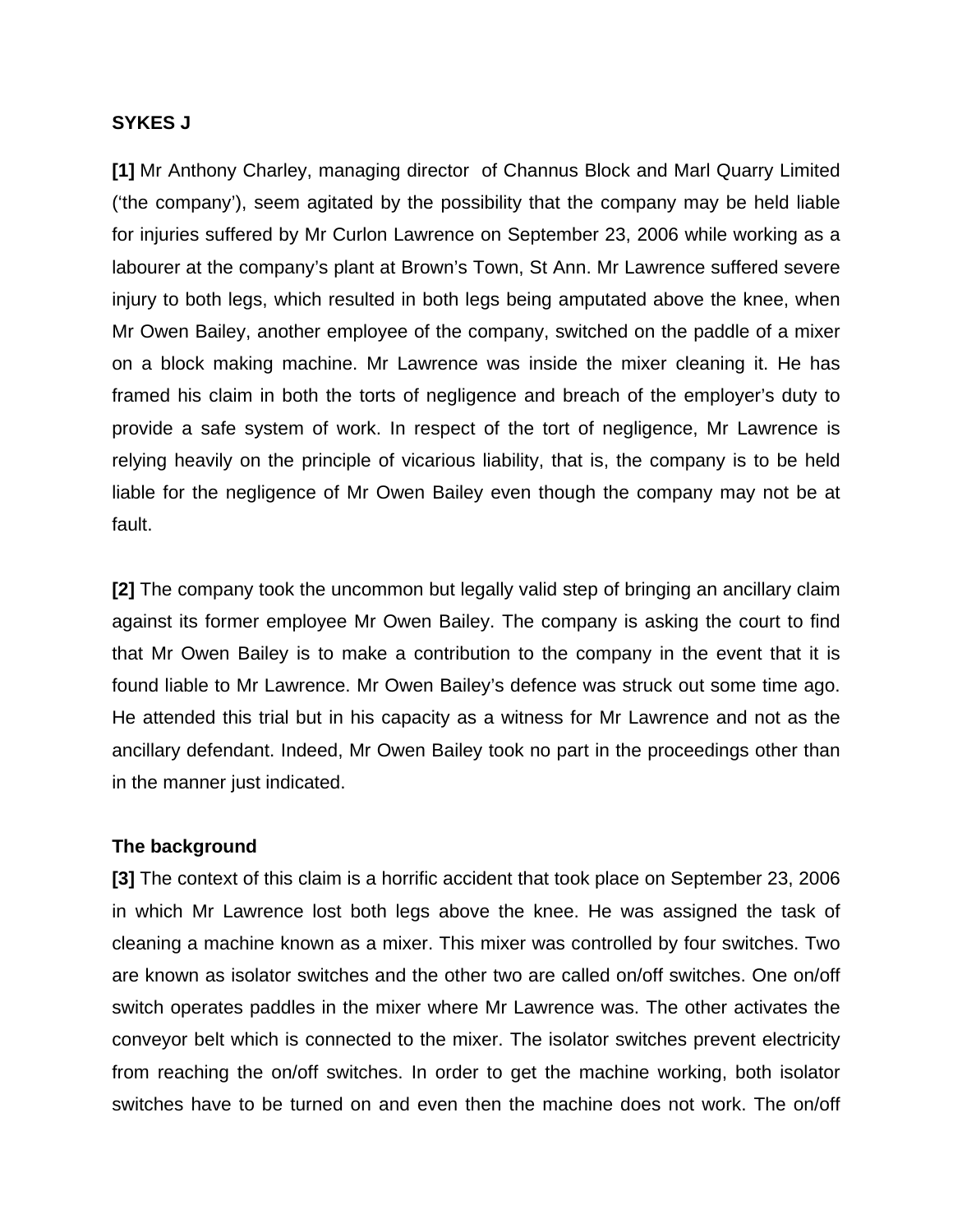**SYKES J**

**[1]** Mr Anthony Charley, managing director of Channus Block and Marl Quarry Limited ('the company'), seem agitated by the possibility that the company may be held liable for injuries suffered by Mr Curlon Lawrence on September 23, 2006 while working as a labourer at the company's plant at Brown's Town, St Ann. Mr Lawrence suffered severe injury to both legs, which resulted in both legs being amputated above the knee, when Mr Owen Bailey, another employee of the company, switched on the paddle of a mixer on a block making machine. Mr Lawrence was inside the mixer cleaning it. He has framed his claim in both the torts of negligence and breach of the employer's duty to provide a safe system of work. In respect of the tort of negligence, Mr Lawrence is relying heavily on the principle of vicarious liability, that is, the company is to be held liable for the negligence of Mr Owen Bailey even though the company may not be at fault.

**[2]** The company took the uncommon but legally valid step of bringing an ancillary claim against its former employee Mr Owen Bailey. The company is asking the court to find that Mr Owen Bailey is to make a contribution to the company in the event that it is found liable to Mr Lawrence. Mr Owen Bailey's defence was struck out some time ago. He attended this trial but in his capacity as a witness for Mr Lawrence and not as the ancillary defendant. Indeed, Mr Owen Bailey took no part in the proceedings other than in the manner just indicated.

**The background**

**[3]** The context of this claim is a horrific accident that took place on September 23, 2006 in which Mr Lawrence lost both legs above the knee. He was assigned the task of cleaning a machine known as a mixer. This mixer was controlled by four switches. Two are known as isolator switches and the other two are called on/off switches. One on/off switch operates paddles in the mixer where Mr Lawrence was. The other activates the conveyor belt which is connected to the mixer. The isolator switches prevent electricity from reaching the on/off switches. In order to get the machine working, both isolator switches have to be turned on and even then the machine does not work. The on/off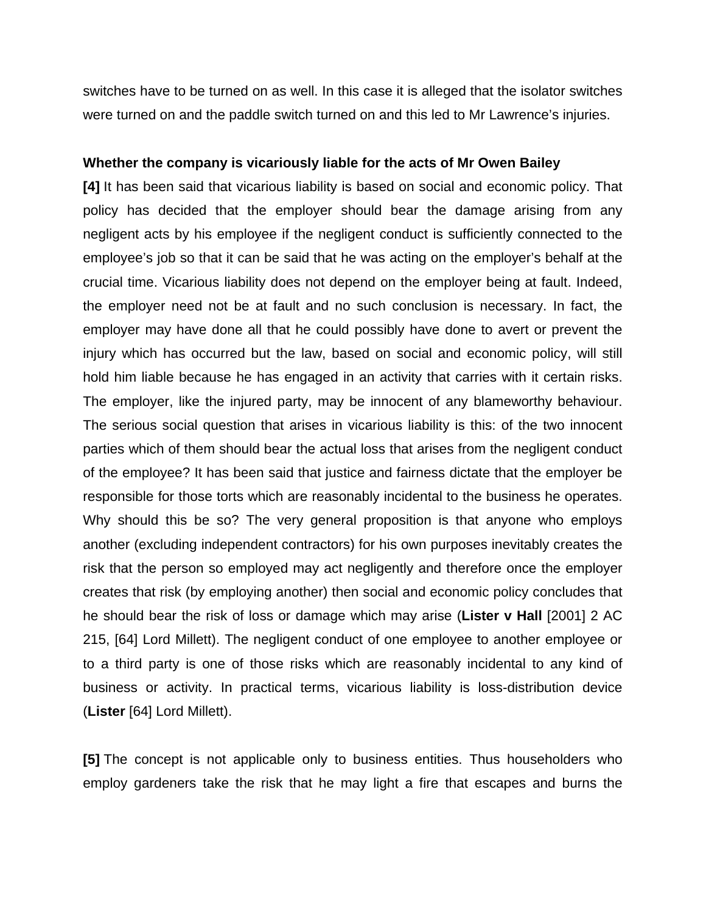switches have to be turned on as well. In this case it is alleged that the isolator switches were turned on and the paddle switch turned on and this led to Mr Lawrence's injuries.

**Whether the company is vicariously liable for the acts of Mr Owen Bailey**

**[4]** It has been said that vicarious liability is based on social and economic policy. That policy has decided that the employer should bear the damage arising from any negligent acts by his employee if the negligent conduct is sufficiently connected to the employee's job so that it can be said that he was acting on the employer's behalf at the crucial time. Vicarious liability does not depend on the employer being at fault. Indeed, the employer need not be at fault and no such conclusion is necessary. In fact, the employer may have done all that he could possibly have done to avert or prevent the injury which has occurred but the law, based on social and economic policy, will still hold him liable because he has engaged in an activity that carries with it certain risks. The employer, like the injured party, may be innocent of any blameworthy behaviour. The serious social question that arises in vicarious liability is this: of the two innocent parties which of them should bear the actual loss that arises from the negligent conduct of the employee? It has been said that justice and fairness dictate that the employer be responsible for those torts which are reasonably incidental to the business he operates. Why should this be so? The very general proposition is that anyone who employs another (excluding independent contractors) for his own purposes inevitably creates the risk that the person so employed may act negligently and therefore once the employer creates that risk (by employing another) then social and economic policy concludes that he should bear the risk of loss or damage which may arise (**Lister v Hall** [2001] 2 AC 215, [64] Lord Millett). The negligent conduct of one employee to another employee or to a third party is one of those risks which are reasonably incidental to any kind of business or activity. In practical terms, vicarious liability is loss-distribution device (**Lister** [64] Lord Millett).

**[5]** The concept is not applicable only to business entities. Thus householders who employ gardeners take the risk that he may light a fire that escapes and burns the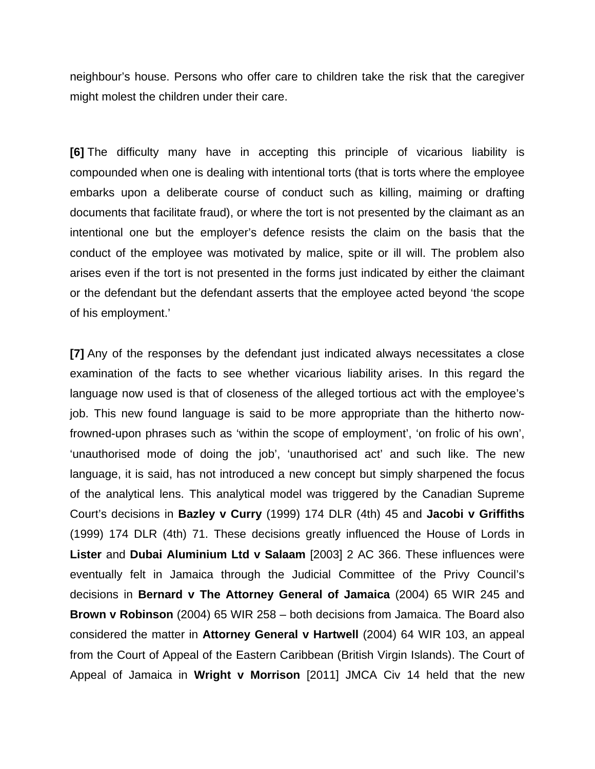neighbour's house. Persons who offer care to children take the risk that the caregiver might molest the children under their care.

**[6]** The difficulty many have in accepting this principle of vicarious liability is compounded when one is dealing with intentional torts (that is torts where the employee embarks upon a deliberate course of conduct such as killing, maiming or drafting documents that facilitate fraud), or where the tort is not presented by the claimant as an intentional one but the employer's defence resists the claim on the basis that the conduct of the employee was motivated by malice, spite or ill will. The problem also arises even if the tort is not presented in the forms just indicated by either the claimant or the defendant but the defendant asserts that the employee acted beyond 'the scope of his employment.'

**[7]** Any of the responses by the defendant just indicated always necessitates a close examination of the facts to see whether vicarious liability arises. In this regard the language now used is that of closeness of the alleged tortious act with the employee's job. This new found language is said to be more appropriate than the hitherto now-frowned-upon phrases such as 'within the scope of employment', 'on frolic of his own', 'unauthorised mode of doing the job', 'unauthorised act' and such like. The new language, it is said, has not introduced a new concept but simply sharpened the focus of the analytical lens. This analytical model was triggered by the Canadian Supreme Court's decisions in **Bazley v Curry** (1999) 174 DLR (4th) 45 and **Jacobi v Griffiths** (1999) 174 DLR (4th) 71. These decisions greatly influenced the House of Lords in **Lister** and **Dubai Aluminium Ltd v Salaam** [2003] 2 AC 366. These influences were eventually felt in Jamaica through the Judicial Committee of the Privy Council's decisions in **Bernard v The Attorney General of Jamaica** (2004) 65 WIR 245 and **Brown v Robinson** (2004) 65 WIR 258 – both decisions from Jamaica. The Board also considered the matter in **Attorney General v Hartwell** (2004) 64 WIR 103, an appeal from the Court of Appeal of the Eastern Caribbean (British Virgin Islands). The Court of Appeal of Jamaica in **Wright v Morrison** [2011] JMCA Civ 14 held that the new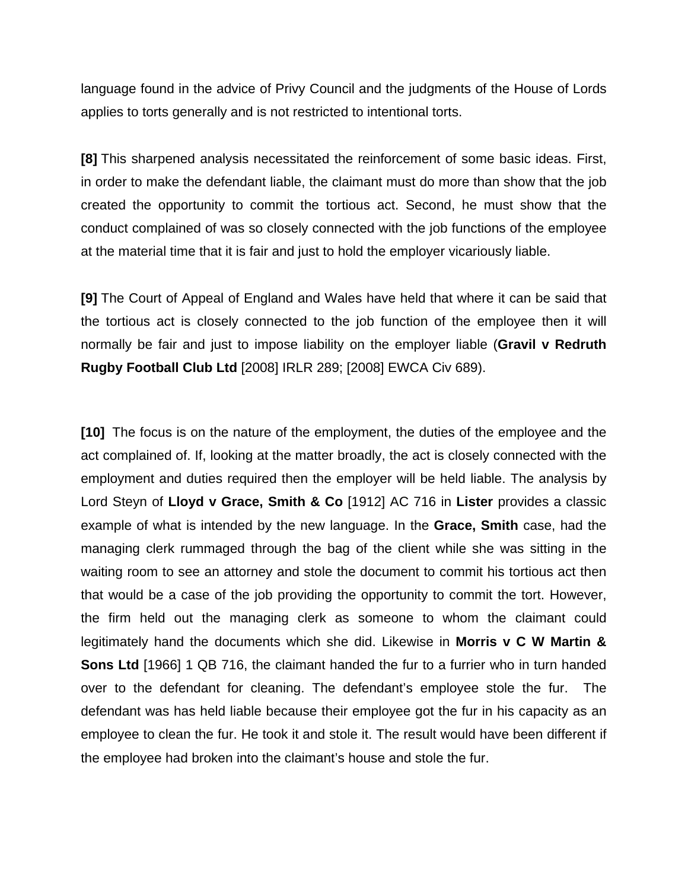language found in the advice of Privy Council and the judgments of the House of Lords applies to torts generally and is not restricted to intentional torts.

**[8]** This sharpened analysis necessitated the reinforcement of some basic ideas. First, in order to make the defendant liable, the claimant must do more than show that the job created the opportunity to commit the tortious act. Second, he must show that the conduct complained of was so closely connected with the job functions of the employee at the material time that it is fair and just to hold the employer vicariously liable.

**[9]** The Court of Appeal of England and Wales have held that where it can be said that the tortious act is closely connected to the job function of the employee then it will normally be fair and just to impose liability on the employer liable (**Gravil v Redruth Rugby Football Club Ltd** [2008] IRLR 289; [2008] EWCA Civ 689).

**[10]** The focus is on the nature of the employment, the duties of the employee and the act complained of. If, looking at the matter broadly, the act is closely connected with the employment and duties required then the employer will be held liable. The analysis by Lord Steyn of **Lloyd v Grace, Smith & Co** [1912] AC 716 in **Lister** provides a classic example of what is intended by the new language. In the **Grace, Smith** case, had the managing clerk rummaged through the bag of the client while she was sitting in the waiting room to see an attorney and stole the document to commit his tortious act then that would be a case of the job providing the opportunity to commit the tort. However, the firm held out the managing clerk as someone to whom the claimant could legitimately hand the documents which she did. Likewise in **Morris v C W Martin & Sons Ltd** [1966] 1 QB 716, the claimant handed the fur to a furrier who in turn handed over to the defendant for cleaning. The defendant's employee stole the fur. The defendant was has held liable because their employee got the fur in his capacity as an employee to clean the fur. He took it and stole it. The result would have been different if the employee had broken into the claimant's house and stole the fur.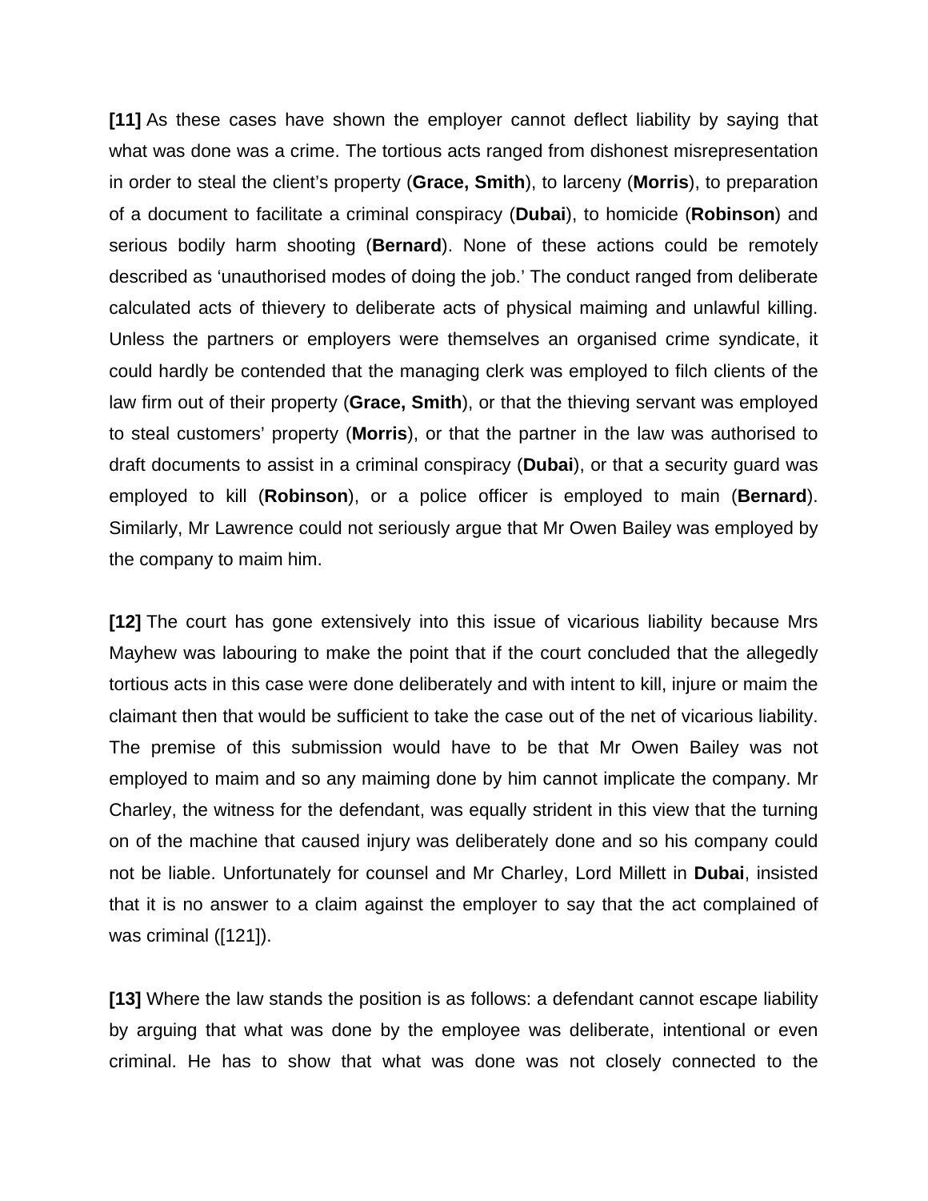**[11]** As these cases have shown the employer cannot deflect liability by saying that what was done was a crime. The tortious acts ranged from dishonest misrepresentation in order to steal the client's property (**Grace, Smith**), to larceny (**Morris**), to preparation of a document to facilitate a criminal conspiracy (**Dubai**), to homicide (**Robinson**) and serious bodily harm shooting (**Bernard**). None of these actions could be remotely described as 'unauthorised modes of doing the job.' The conduct ranged from deliberate calculated acts of thievery to deliberate acts of physical maiming and unlawful killing. Unless the partners or employers were themselves an organised crime syndicate, it could hardly be contended that the managing clerk was employed to filch clients of the law firm out of their property (**Grace, Smith**), or that the thieving servant was employed to steal customers' property (**Morris**), or that the partner in the law was authorised to draft documents to assist in a criminal conspiracy (**Dubai**), or that a security guard was employed to kill (**Robinson**), or a police officer is employed to main (**Bernard**). Similarly, Mr Lawrence could not seriously argue that Mr Owen Bailey was employed by the company to maim him.

**[12]** The court has gone extensively into this issue of vicarious liability because Mrs Mayhew was labouring to make the point that if the court concluded that the allegedly tortious acts in this case were done deliberately and with intent to kill, injure or maim the claimant then that would be sufficient to take the case out of the net of vicarious liability. The premise of this submission would have to be that Mr Owen Bailey was not employed to maim and so any maiming done by him cannot implicate the company. Mr Charley, the witness for the defendant, was equally strident in this view that the turning on of the machine that caused injury was deliberately done and so his company could not be liable. Unfortunately for counsel and Mr Charley, Lord Millett in **Dubai**, insisted that it is no answer to a claim against the employer to say that the act complained of was criminal ([121]).

**[13]** Where the law stands the position is as follows: a defendant cannot escape liability by arguing that what was done by the employee was deliberate, intentional or even criminal. He has to show that what was done was not closely connected to the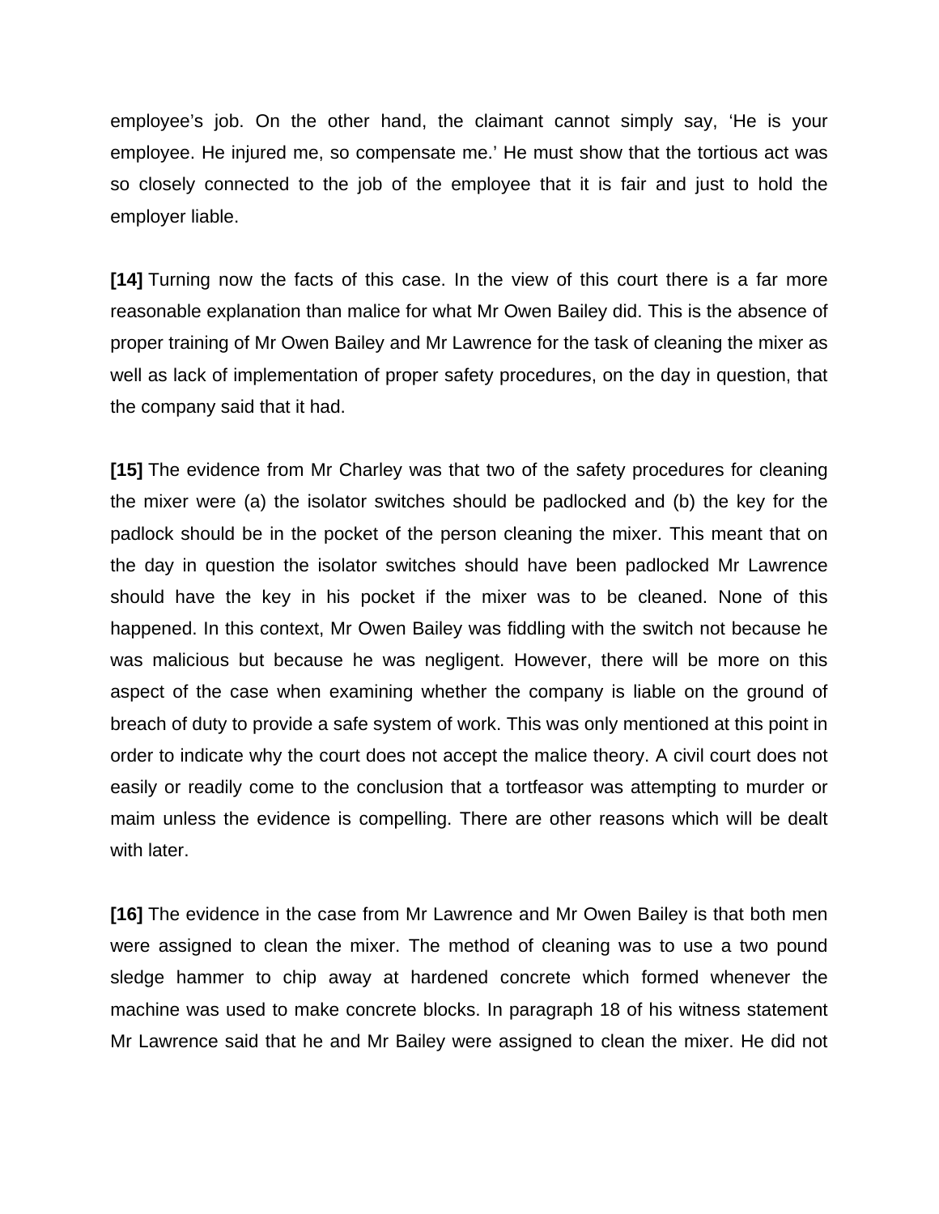employee's job. On the other hand, the claimant cannot simply say, 'He is your employee. He injured me, so compensate me.' He must show that the tortious act was so closely connected to the job of the employee that it is fair and just to hold the employer liable.

**[14]** Turning now the facts of this case. In the view of this court there is a far more reasonable explanation than malice for what Mr Owen Bailey did. This is the absence of proper training of Mr Owen Bailey and Mr Lawrence for the task of cleaning the mixer as well as lack of implementation of proper safety procedures, on the day in question, that the company said that it had.

**[15]** The evidence from Mr Charley was that two of the safety procedures for cleaning the mixer were (a) the isolator switches should be padlocked and (b) the key for the padlock should be in the pocket of the person cleaning the mixer. This meant that on the day in question the isolator switches should have been padlocked Mr Lawrence should have the key in his pocket if the mixer was to be cleaned. None of this happened. In this context, Mr Owen Bailey was fiddling with the switch not because he was malicious but because he was negligent. However, there will be more on this aspect of the case when examining whether the company is liable on the ground of breach of duty to provide a safe system of work. This was only mentioned at this point in order to indicate why the court does not accept the malice theory. A civil court does not easily or readily come to the conclusion that a tortfeasor was attempting to murder or maim unless the evidence is compelling. There are other reasons which will be dealt with later.

**[16]** The evidence in the case from Mr Lawrence and Mr Owen Bailey is that both men were assigned to clean the mixer. The method of cleaning was to use a two pound sledge hammer to chip away at hardened concrete which formed whenever the machine was used to make concrete blocks. In paragraph 18 of his witness statement Mr Lawrence said that he and Mr Bailey were assigned to clean the mixer. He did not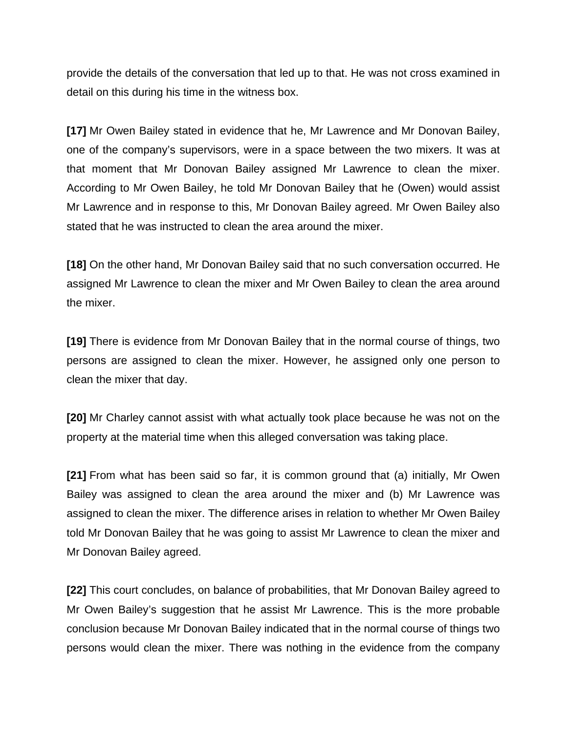provide the details of the conversation that led up to that. He was not cross examined in detail on this during his time in the witness box.

**[17]** Mr Owen Bailey stated in evidence that he, Mr Lawrence and Mr Donovan Bailey, one of the company's supervisors, were in a space between the two mixers. It was at that moment that Mr Donovan Bailey assigned Mr Lawrence to clean the mixer. According to Mr Owen Bailey, he told Mr Donovan Bailey that he (Owen) would assist Mr Lawrence and in response to this, Mr Donovan Bailey agreed. Mr Owen Bailey also stated that he was instructed to clean the area around the mixer.

**[18]** On the other hand, Mr Donovan Bailey said that no such conversation occurred. He assigned Mr Lawrence to clean the mixer and Mr Owen Bailey to clean the area around the mixer.

**[19]** There is evidence from Mr Donovan Bailey that in the normal course of things, two persons are assigned to clean the mixer. However, he assigned only one person to clean the mixer that day.

**[20]** Mr Charley cannot assist with what actually took place because he was not on the property at the material time when this alleged conversation was taking place.

**[21]** From what has been said so far, it is common ground that (a) initially, Mr Owen Bailey was assigned to clean the area around the mixer and (b) Mr Lawrence was assigned to clean the mixer. The difference arises in relation to whether Mr Owen Bailey told Mr Donovan Bailey that he was going to assist Mr Lawrence to clean the mixer and Mr Donovan Bailey agreed.

**[22]** This court concludes, on balance of probabilities, that Mr Donovan Bailey agreed to Mr Owen Bailey's suggestion that he assist Mr Lawrence. This is the more probable conclusion because Mr Donovan Bailey indicated that in the normal course of things two persons would clean the mixer. There was nothing in the evidence from the company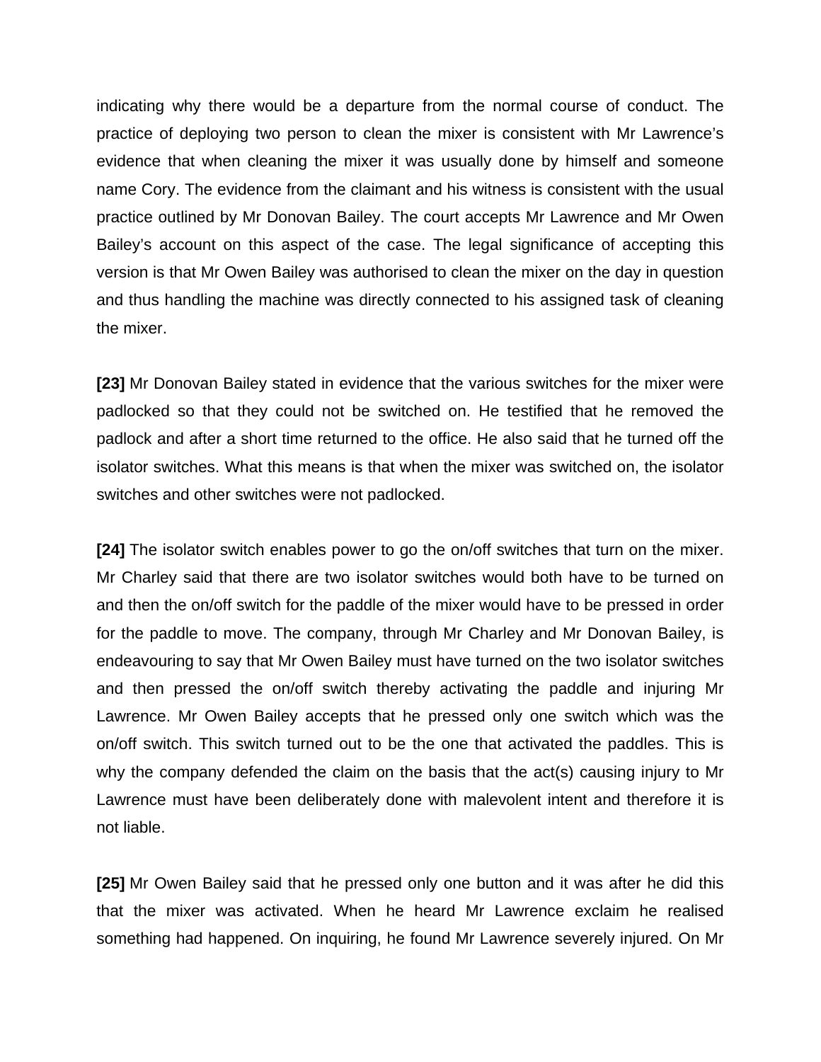indicating why there would be a departure from the normal course of conduct. The practice of deploying two person to clean the mixer is consistent with Mr Lawrence's evidence that when cleaning the mixer it was usually done by himself and someone name Cory. The evidence from the claimant and his witness is consistent with the usual practice outlined by Mr Donovan Bailey. The court accepts Mr Lawrence and Mr Owen Bailey's account on this aspect of the case. The legal significance of accepting this version is that Mr Owen Bailey was authorised to clean the mixer on the day in question and thus handling the machine was directly connected to his assigned task of cleaning the mixer.

**[23]** Mr Donovan Bailey stated in evidence that the various switches for the mixer were padlocked so that they could not be switched on. He testified that he removed the padlock and after a short time returned to the office. He also said that he turned off the isolator switches. What this means is that when the mixer was switched on, the isolator switches and other switches were not padlocked.

**[24]** The isolator switch enables power to go the on/off switches that turn on the mixer. Mr Charley said that there are two isolator switches would both have to be turned on and then the on/off switch for the paddle of the mixer would have to be pressed in order for the paddle to move. The company, through Mr Charley and Mr Donovan Bailey, is endeavouring to say that Mr Owen Bailey must have turned on the two isolator switches and then pressed the on/off switch thereby activating the paddle and injuring Mr Lawrence. Mr Owen Bailey accepts that he pressed only one switch which was the on/off switch. This switch turned out to be the one that activated the paddles. This is why the company defended the claim on the basis that the act(s) causing injury to Mr Lawrence must have been deliberately done with malevolent intent and therefore it is not liable.

**[25]** Mr Owen Bailey said that he pressed only one button and it was after he did this that the mixer was activated. When he heard Mr Lawrence exclaim he realised something had happened. On inquiring, he found Mr Lawrence severely injured. On Mr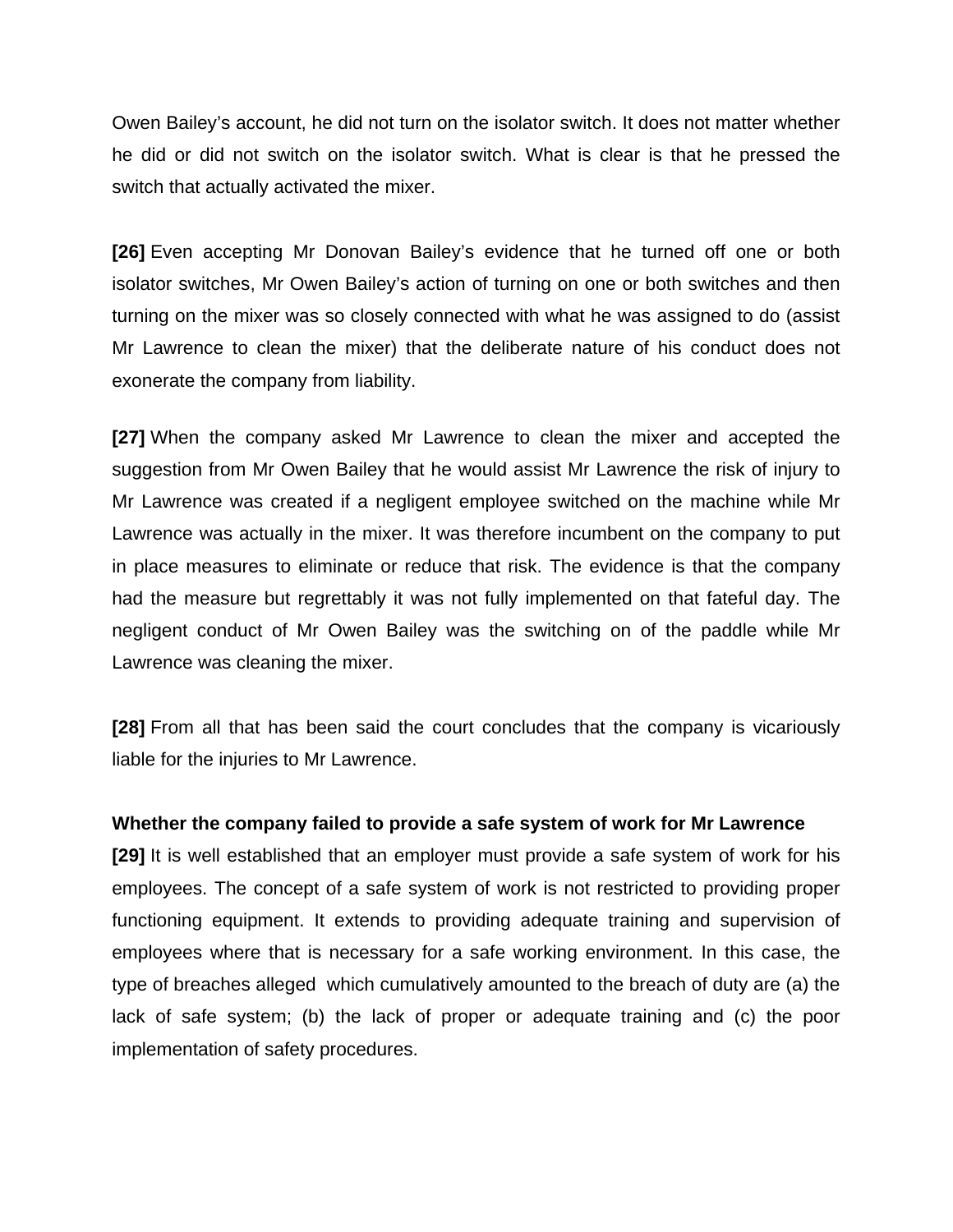Owen Bailey's account, he did not turn on the isolator switch. It does not matter whether he did or did not switch on the isolator switch. What is clear is that he pressed the switch that actually activated the mixer.

**[26]** Even accepting Mr Donovan Bailey's evidence that he turned off one or both isolator switches, Mr Owen Bailey's action of turning on one or both switches and then turning on the mixer was so closely connected with what he was assigned to do (assist Mr Lawrence to clean the mixer) that the deliberate nature of his conduct does not exonerate the company from liability.

**[27]** When the company asked Mr Lawrence to clean the mixer and accepted the suggestion from Mr Owen Bailey that he would assist Mr Lawrence the risk of injury to Mr Lawrence was created if a negligent employee switched on the machine while Mr Lawrence was actually in the mixer. It was therefore incumbent on the company to put in place measures to eliminate or reduce that risk. The evidence is that the company had the measure but regrettably it was not fully implemented on that fateful day. The negligent conduct of Mr Owen Bailey was the switching on of the paddle while Mr Lawrence was cleaning the mixer.

**[28]** From all that has been said the court concludes that the company is vicariously liable for the injuries to Mr Lawrence.

**Whether the company failed to provide a safe system of work for Mr Lawrence**

**[29]** It is well established that an employer must provide a safe system of work for his employees. The concept of a safe system of work is not restricted to providing proper functioning equipment. It extends to providing adequate training and supervision of employees where that is necessary for a safe working environment. In this case, the type of breaches alleged which cumulatively amounted to the breach of duty are (a) the lack of safe system; (b) the lack of proper or adequate training and (c) the poor implementation of safety procedures.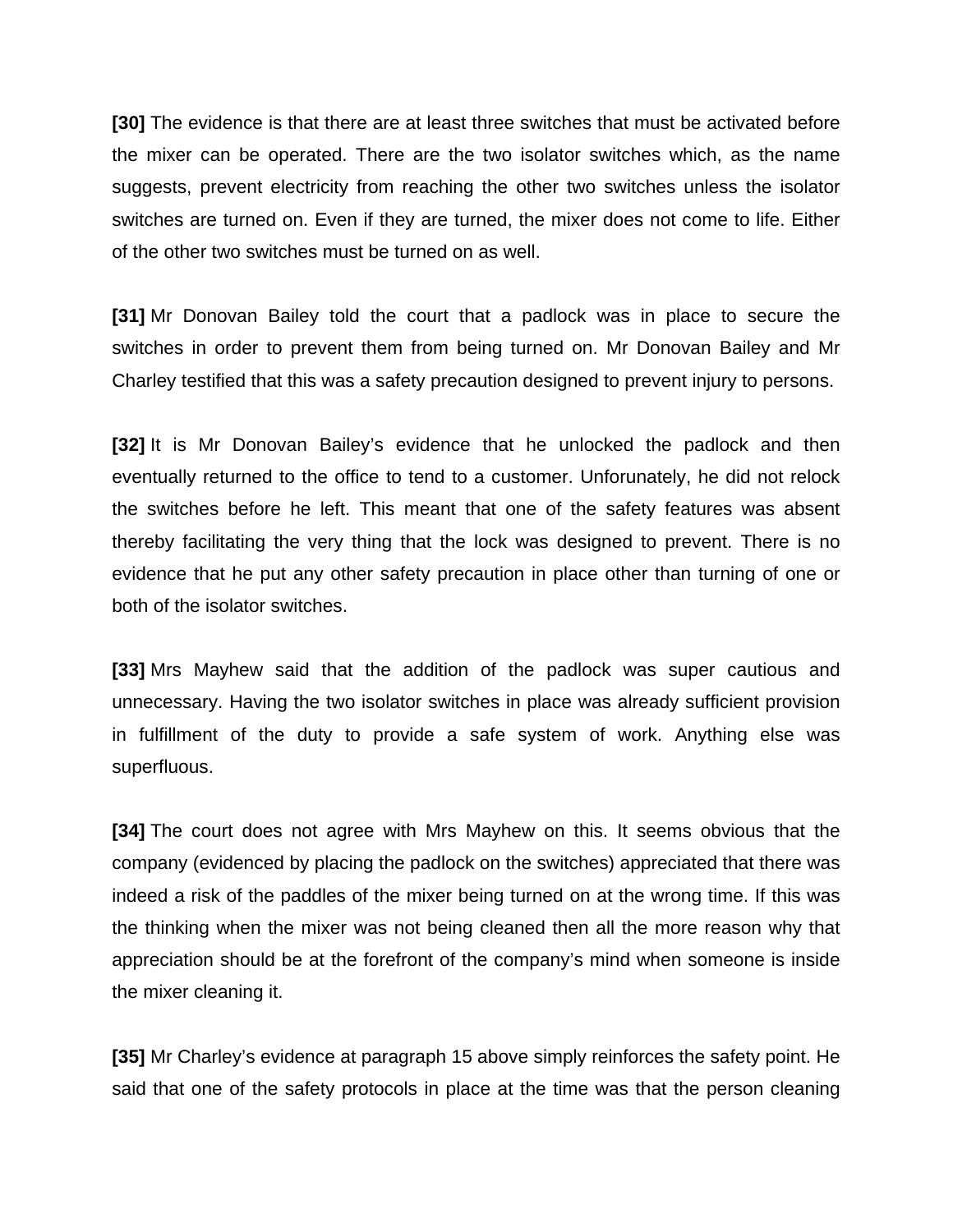**[30]** The evidence is that there are at least three switches that must be activated before the mixer can be operated. There are the two isolator switches which, as the name suggests, prevent electricity from reaching the other two switches unless the isolator switches are turned on. Even if they are turned, the mixer does not come to life. Either of the other two switches must be turned on as well.

**[31]** Mr Donovan Bailey told the court that a padlock was in place to secure the switches in order to prevent them from being turned on. Mr Donovan Bailey and Mr Charley testified that this was a safety precaution designed to prevent injury to persons.

**[32]** It is Mr Donovan Bailey's evidence that he unlocked the padlock and then eventually returned to the office to tend to a customer. Unforunately, he did not relock the switches before he left. This meant that one of the safety features was absent thereby facilitating the very thing that the lock was designed to prevent. There is no evidence that he put any other safety precaution in place other than turning of one or both of the isolator switches.

**[33]** Mrs Mayhew said that the addition of the padlock was super cautious and unnecessary. Having the two isolator switches in place was already sufficient provision in fulfillment of the duty to provide a safe system of work. Anything else was superfluous.

**[34]** The court does not agree with Mrs Mayhew on this. It seems obvious that the company (evidenced by placing the padlock on the switches) appreciated that there was indeed a risk of the paddles of the mixer being turned on at the wrong time. If this was the thinking when the mixer was not being cleaned then all the more reason why that appreciation should be at the forefront of the company's mind when someone is inside the mixer cleaning it.

**[35]** Mr Charley's evidence at paragraph 15 above simply reinforces the safety point. He said that one of the safety protocols in place at the time was that the person cleaning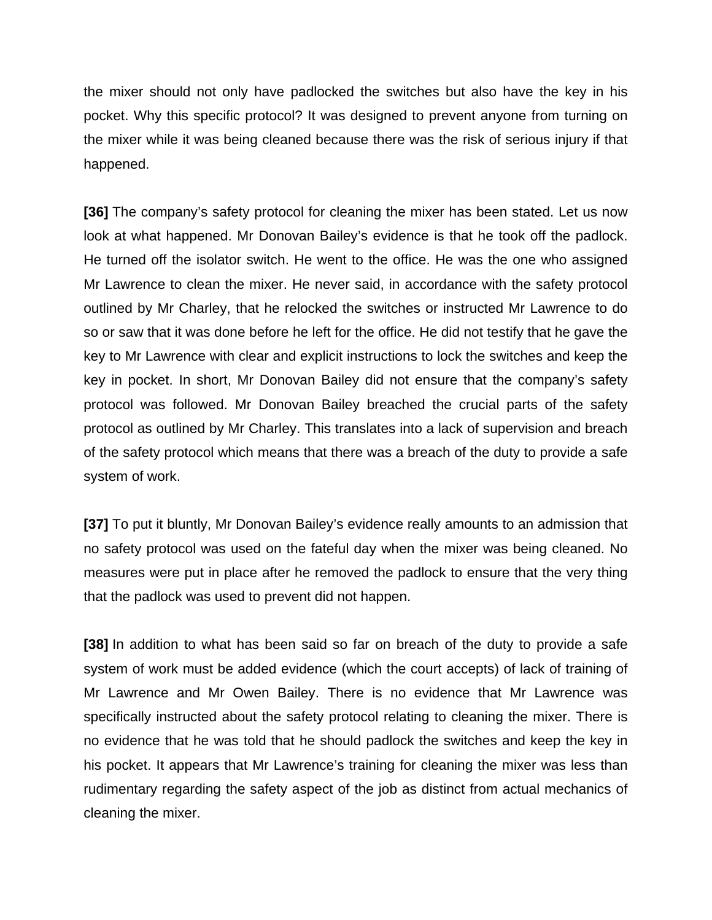the mixer should not only have padlocked the switches but also have the key in his pocket. Why this specific protocol? It was designed to prevent anyone from turning on the mixer while it was being cleaned because there was the risk of serious injury if that happened.

**[36]** The company's safety protocol for cleaning the mixer has been stated. Let us now look at what happened. Mr Donovan Bailey's evidence is that he took off the padlock. He turned off the isolator switch. He went to the office. He was the one who assigned Mr Lawrence to clean the mixer. He never said, in accordance with the safety protocol outlined by Mr Charley, that he relocked the switches or instructed Mr Lawrence to do so or saw that it was done before he left for the office. He did not testify that he gave the key to Mr Lawrence with clear and explicit instructions to lock the switches and keep the key in pocket. In short, Mr Donovan Bailey did not ensure that the company's safety protocol was followed. Mr Donovan Bailey breached the crucial parts of the safety protocol as outlined by Mr Charley. This translates into a lack of supervision and breach of the safety protocol which means that there was a breach of the duty to provide a safe system of work.

**[37]** To put it bluntly, Mr Donovan Bailey's evidence really amounts to an admission that no safety protocol was used on the fateful day when the mixer was being cleaned. No measures were put in place after he removed the padlock to ensure that the very thing that the padlock was used to prevent did not happen.

**[38]** In addition to what has been said so far on breach of the duty to provide a safe system of work must be added evidence (which the court accepts) of lack of training of Mr Lawrence and Mr Owen Bailey. There is no evidence that Mr Lawrence was specifically instructed about the safety protocol relating to cleaning the mixer. There is no evidence that he was told that he should padlock the switches and keep the key in his pocket. It appears that Mr Lawrence's training for cleaning the mixer was less than rudimentary regarding the safety aspect of the job as distinct from actual mechanics of cleaning the mixer.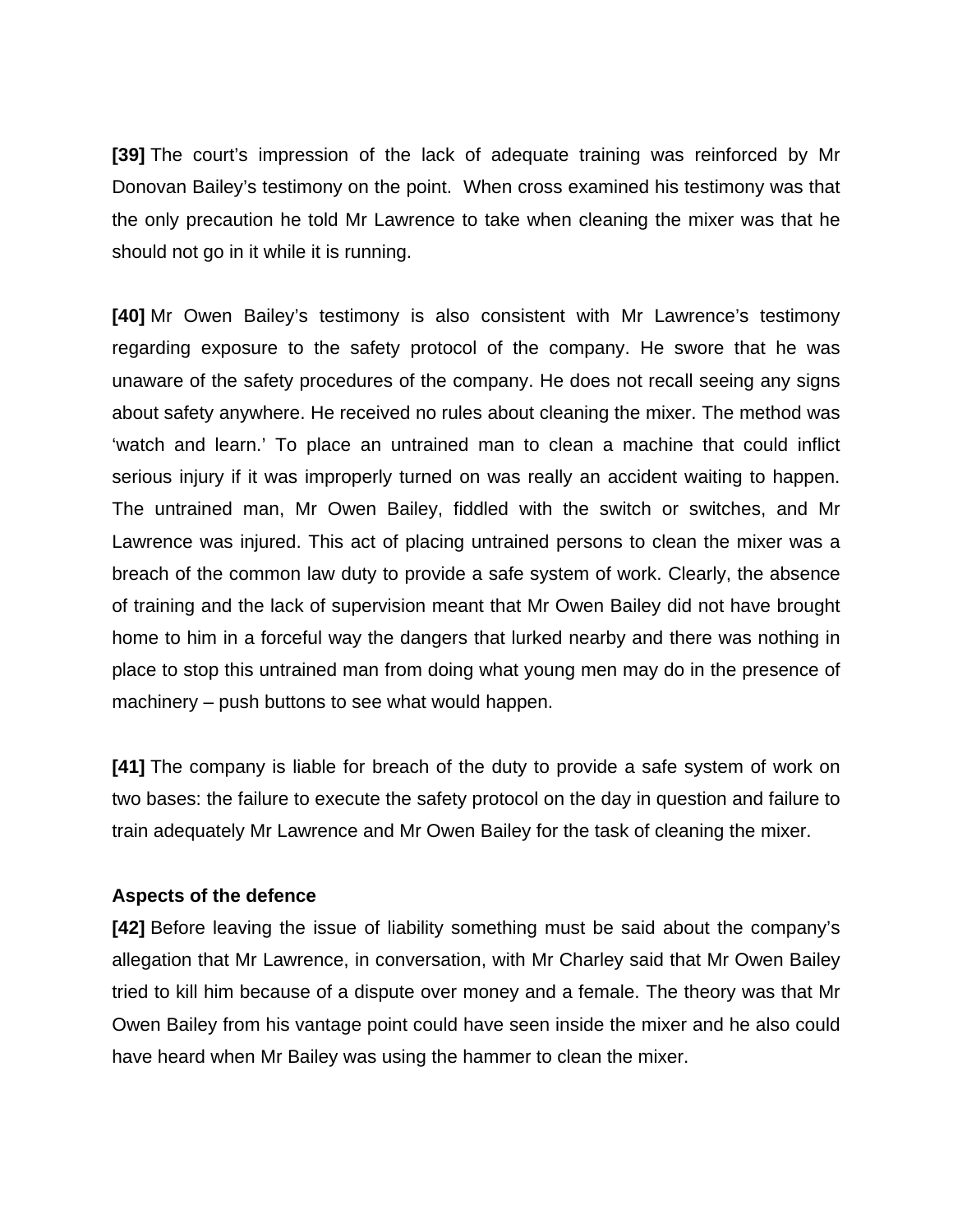**[39]** The court's impression of the lack of adequate training was reinforced by Mr Donovan Bailey's testimony on the point. When cross examined his testimony was that the only precaution he told Mr Lawrence to take when cleaning the mixer was that he should not go in it while it is running.

**[40]** Mr Owen Bailey's testimony is also consistent with Mr Lawrence's testimony regarding exposure to the safety protocol of the company. He swore that he was unaware of the safety procedures of the company. He does not recall seeing any signs about safety anywhere. He received no rules about cleaning the mixer. The method was 'watch and learn.' To place an untrained man to clean a machine that could inflict serious injury if it was improperly turned on was really an accident waiting to happen. The untrained man, Mr Owen Bailey, fiddled with the switch or switches, and Mr Lawrence was injured. This act of placing untrained persons to clean the mixer was a breach of the common law duty to provide a safe system of work. Clearly, the absence of training and the lack of supervision meant that Mr Owen Bailey did not have brought home to him in a forceful way the dangers that lurked nearby and there was nothing in place to stop this untrained man from doing what young men may do in the presence of machinery – push buttons to see what would happen.

**[41]** The company is liable for breach of the duty to provide a safe system of work on two bases: the failure to execute the safety protocol on the day in question and failure to train adequately Mr Lawrence and Mr Owen Bailey for the task of cleaning the mixer.

**Aspects of the defence**

**[42]** Before leaving the issue of liability something must be said about the company's allegation that Mr Lawrence, in conversation, with Mr Charley said that Mr Owen Bailey tried to kill him because of a dispute over money and a female. The theory was that Mr Owen Bailey from his vantage point could have seen inside the mixer and he also could have heard when Mr Bailey was using the hammer to clean the mixer.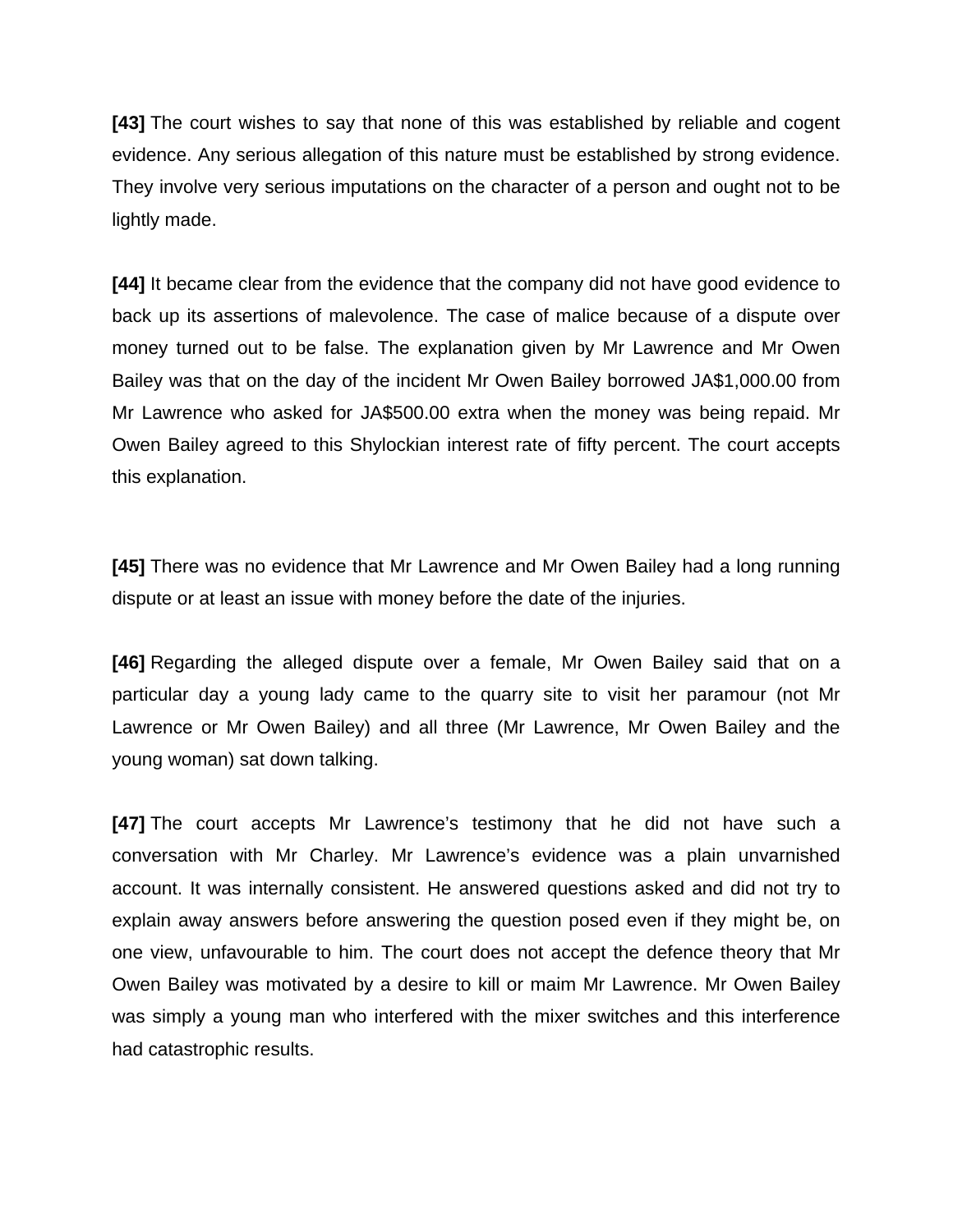**[43]** The court wishes to say that none of this was established by reliable and cogent evidence. Any serious allegation of this nature must be established by strong evidence. They involve very serious imputations on the character of a person and ought not to be lightly made.

**[44]** It became clear from the evidence that the company did not have good evidence to back up its assertions of malevolence. The case of malice because of a dispute over money turned out to be false. The explanation given by Mr Lawrence and Mr Owen Bailey was that on the day of the incident Mr Owen Bailey borrowed JA$1,000.00 from Mr Lawrence who asked for JA$500.00 extra when the money was being repaid. Mr Owen Bailey agreed to this Shylockian interest rate of fifty percent. The court accepts this explanation.

**[45]** There was no evidence that Mr Lawrence and Mr Owen Bailey had a long running dispute or at least an issue with money before the date of the injuries.

**[46]** Regarding the alleged dispute over a female, Mr Owen Bailey said that on a particular day a young lady came to the quarry site to visit her paramour (not Mr Lawrence or Mr Owen Bailey) and all three (Mr Lawrence, Mr Owen Bailey and the young woman) sat down talking.

**[47]** The court accepts Mr Lawrence's testimony that he did not have such a conversation with Mr Charley. Mr Lawrence's evidence was a plain unvarnished account. It was internally consistent. He answered questions asked and did not try to explain away answers before answering the question posed even if they might be, on one view, unfavourable to him. The court does not accept the defence theory that Mr Owen Bailey was motivated by a desire to kill or maim Mr Lawrence. Mr Owen Bailey was simply a young man who interfered with the mixer switches and this interference had catastrophic results.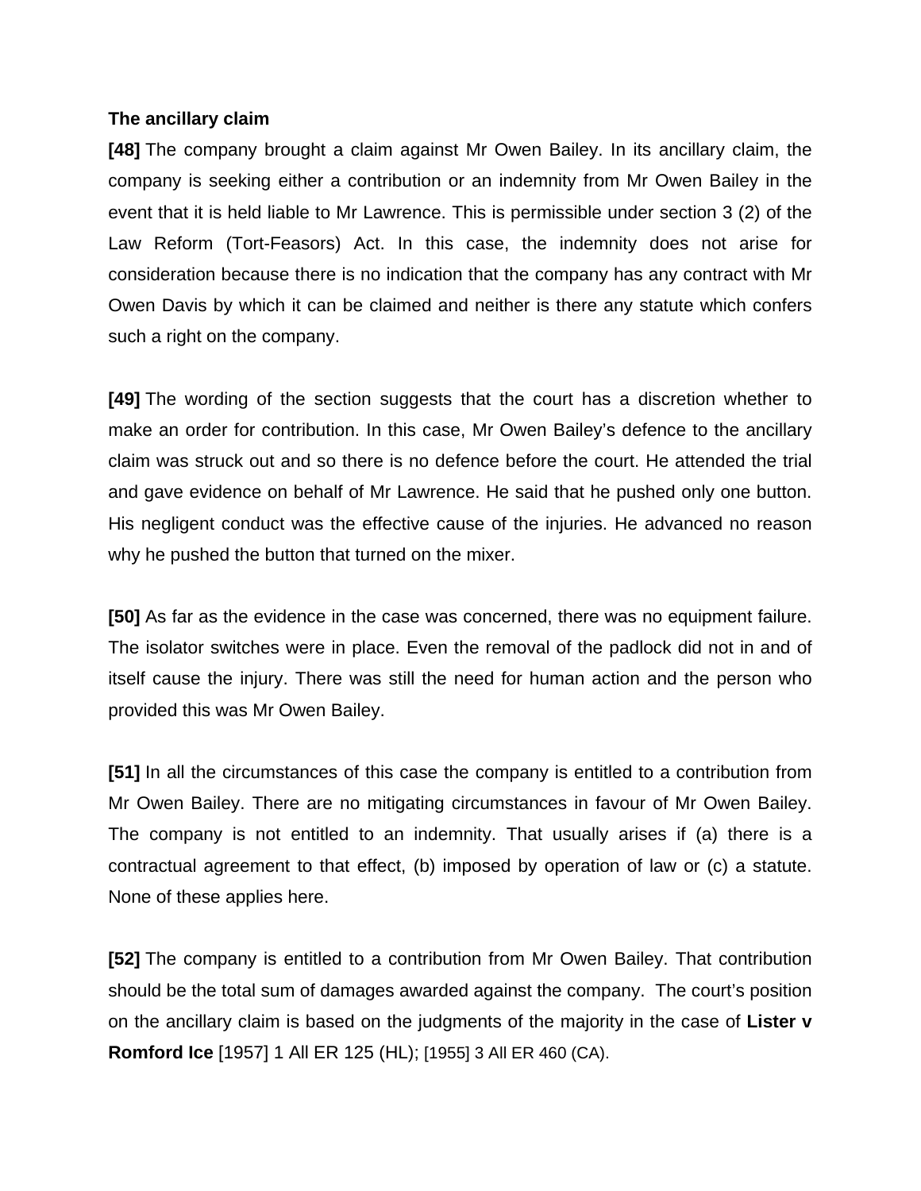**The ancillary claim**

**[48]** The company brought a claim against Mr Owen Bailey. In its ancillary claim, the company is seeking either a contribution or an indemnity from Mr Owen Bailey in the event that it is held liable to Mr Lawrence. This is permissible under section 3 (2) of the Law Reform (Tort-Feasors) Act. In this case, the indemnity does not arise for consideration because there is no indication that the company has any contract with Mr Owen Davis by which it can be claimed and neither is there any statute which confers such a right on the company.

**[49]** The wording of the section suggests that the court has a discretion whether to make an order for contribution. In this case, Mr Owen Bailey's defence to the ancillary claim was struck out and so there is no defence before the court. He attended the trial and gave evidence on behalf of Mr Lawrence. He said that he pushed only one button. His negligent conduct was the effective cause of the injuries. He advanced no reason why he pushed the button that turned on the mixer.

**[50]** As far as the evidence in the case was concerned, there was no equipment failure. The isolator switches were in place. Even the removal of the padlock did not in and of itself cause the injury. There was still the need for human action and the person who provided this was Mr Owen Bailey.

**[51]** In all the circumstances of this case the company is entitled to a contribution from Mr Owen Bailey. There are no mitigating circumstances in favour of Mr Owen Bailey. The company is not entitled to an indemnity. That usually arises if (a) there is a contractual agreement to that effect, (b) imposed by operation of law or (c) a statute. None of these applies here.

**[52]** The company is entitled to a contribution from Mr Owen Bailey. That contribution should be the total sum of damages awarded against the company. The court's position on the ancillary claim is based on the judgments of the majority in the case of **Lister v Romford Ice** [1957] 1 All ER 125 (HL); [1955] 3 All ER 460 (CA).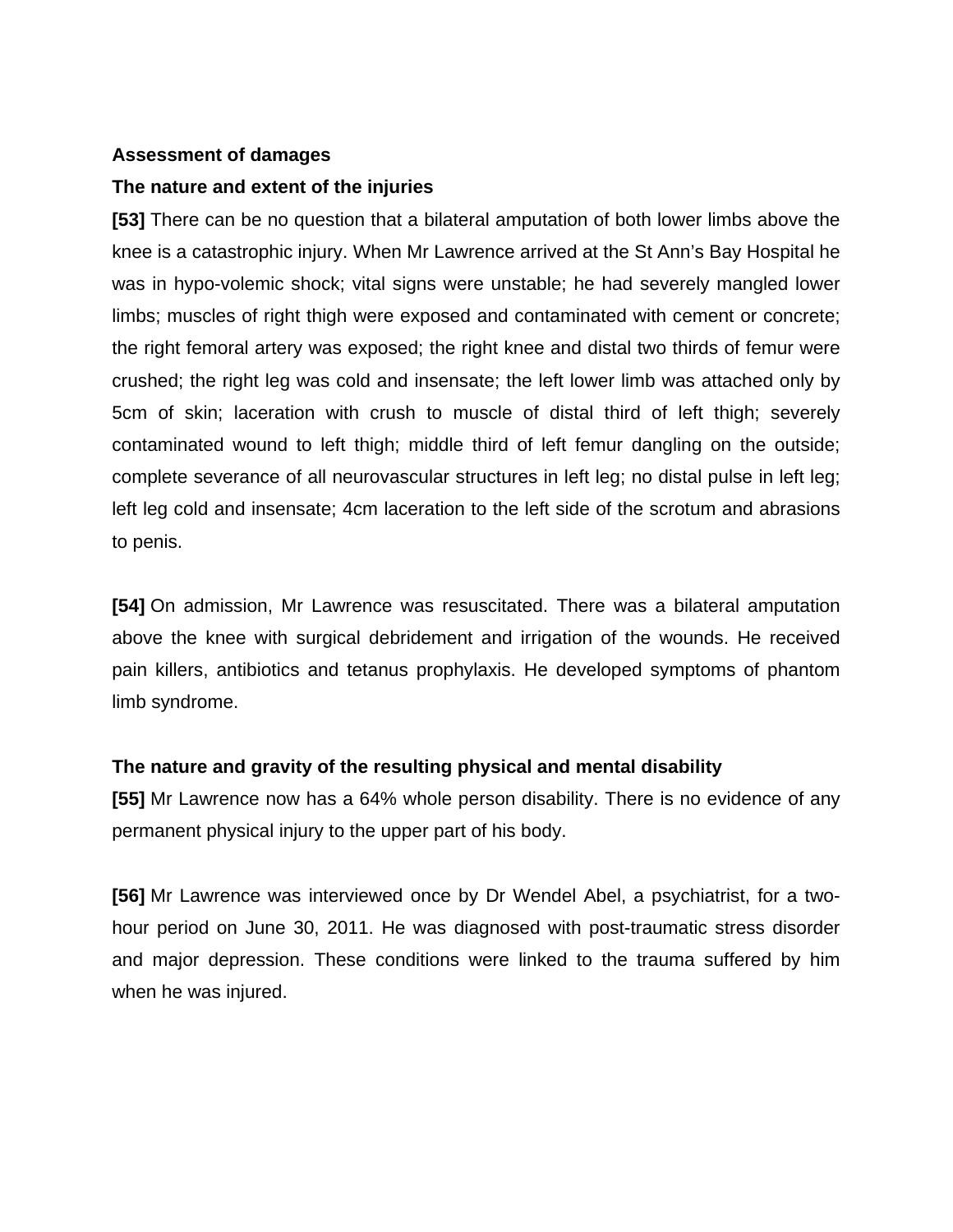**Assessment of damages**

**The nature and extent of the injuries**

**[53]** There can be no question that a bilateral amputation of both lower limbs above the knee is a catastrophic injury. When Mr Lawrence arrived at the St Ann's Bay Hospital he was in hypo-volemic shock; vital signs were unstable; he had severely mangled lower limbs; muscles of right thigh were exposed and contaminated with cement or concrete; the right femoral artery was exposed; the right knee and distal two thirds of femur were crushed; the right leg was cold and insensate; the left lower limb was attached only by 5cm of skin; laceration with crush to muscle of distal third of left thigh; severely contaminated wound to left thigh; middle third of left femur dangling on the outside; complete severance of all neurovascular structures in left leg; no distal pulse in left leg; left leg cold and insensate; 4cm laceration to the left side of the scrotum and abrasions to penis.

**[54]** On admission, Mr Lawrence was resuscitated. There was a bilateral amputation above the knee with surgical debridement and irrigation of the wounds. He received pain killers, antibiotics and tetanus prophylaxis. He developed symptoms of phantom limb syndrome.

**The nature and gravity of the resulting physical and mental disability**

**[55]** Mr Lawrence now has a 64% whole person disability. There is no evidence of any permanent physical injury to the upper part of his body.

**[56]** Mr Lawrence was interviewed once by Dr Wendel Abel, a psychiatrist, for a two-hour period on June 30, 2011. He was diagnosed with post-traumatic stress disorder and major depression. These conditions were linked to the trauma suffered by him when he was injured.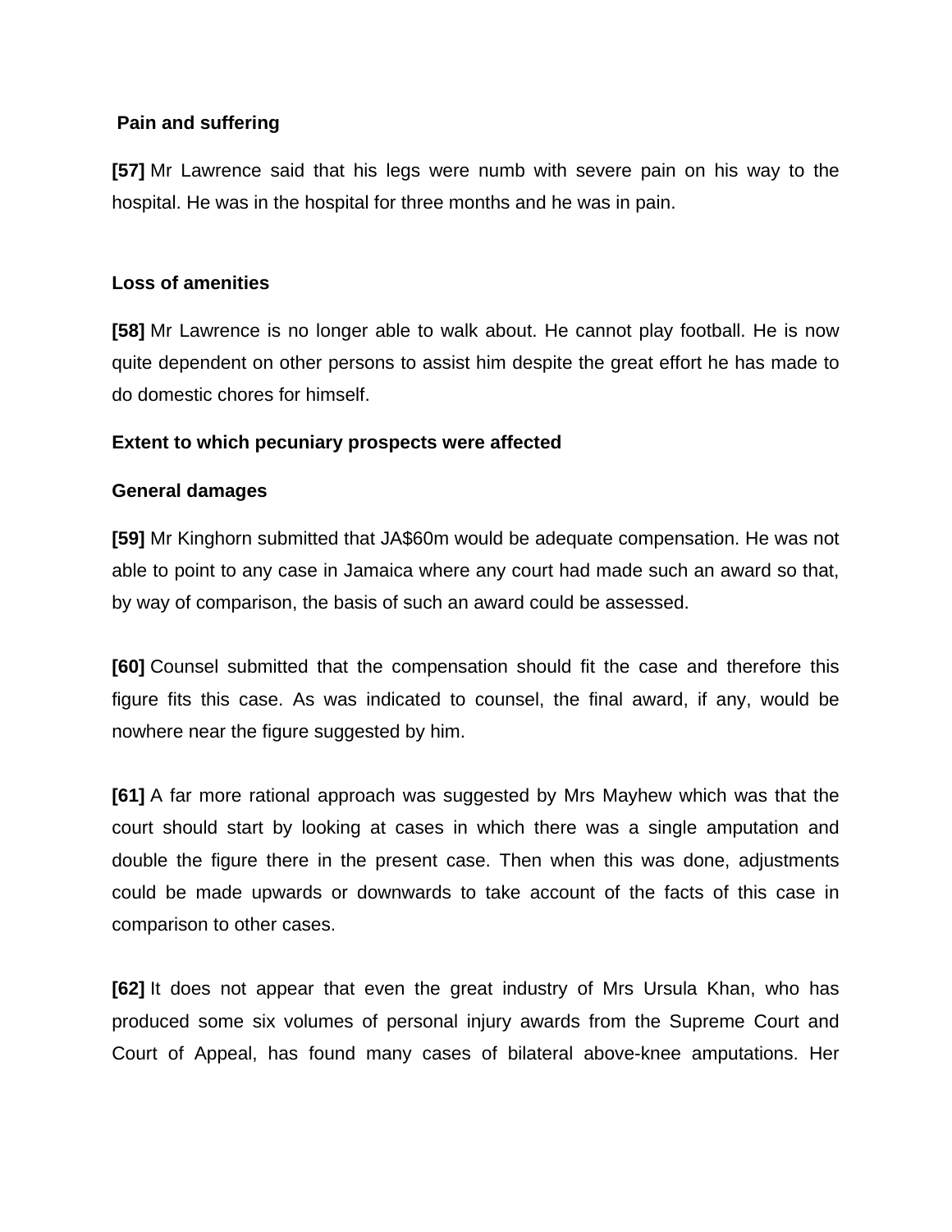**Pain and suffering**

**[57]** Mr Lawrence said that his legs were numb with severe pain on his way to the hospital. He was in the hospital for three months and he was in pain.

**Loss of amenities**

**[58]** Mr Lawrence is no longer able to walk about. He cannot play football. He is now quite dependent on other persons to assist him despite the great effort he has made to do domestic chores for himself.

**Extent to which pecuniary prospects were affected**

**General damages**

**[59]** Mr Kinghorn submitted that JA$60m would be adequate compensation. He was not able to point to any case in Jamaica where any court had made such an award so that, by way of comparison, the basis of such an award could be assessed.

**[60]** Counsel submitted that the compensation should fit the case and therefore this figure fits this case. As was indicated to counsel, the final award, if any, would be nowhere near the figure suggested by him.

**[61]** A far more rational approach was suggested by Mrs Mayhew which was that the court should start by looking at cases in which there was a single amputation and double the figure there in the present case. Then when this was done, adjustments could be made upwards or downwards to take account of the facts of this case in comparison to other cases.

**[62]** It does not appear that even the great industry of Mrs Ursula Khan, who has produced some six volumes of personal injury awards from the Supreme Court and Court of Appeal, has found many cases of bilateral above-knee amputations. Her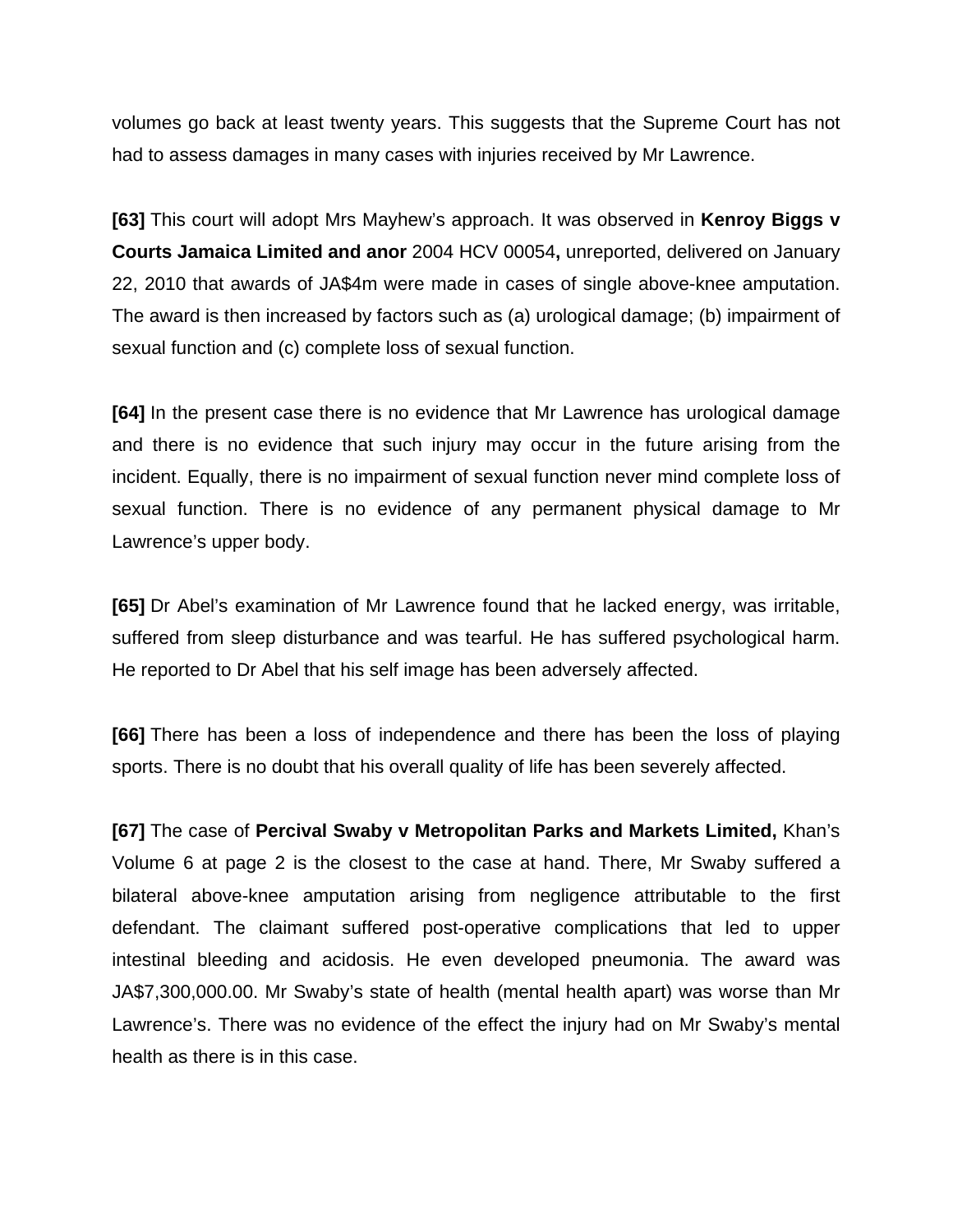volumes go back at least twenty years. This suggests that the Supreme Court has not had to assess damages in many cases with injuries received by Mr Lawrence.

**[63]** This court will adopt Mrs Mayhew's approach. It was observed in **Kenroy Biggs v Courts Jamaica Limited and anor** 2004 HCV 00054**,** unreported, delivered on January 22, 2010 that awards of JA$4m were made in cases of single above-knee amputation. The award is then increased by factors such as (a) urological damage; (b) impairment of sexual function and (c) complete loss of sexual function.

**[64]** In the present case there is no evidence that Mr Lawrence has urological damage and there is no evidence that such injury may occur in the future arising from the incident. Equally, there is no impairment of sexual function never mind complete loss of sexual function. There is no evidence of any permanent physical damage to Mr Lawrence's upper body.

**[65]** Dr Abel's examination of Mr Lawrence found that he lacked energy, was irritable, suffered from sleep disturbance and was tearful. He has suffered psychological harm. He reported to Dr Abel that his self image has been adversely affected.

**[66]** There has been a loss of independence and there has been the loss of playing sports. There is no doubt that his overall quality of life has been severely affected.

**[67]** The case of **Percival Swaby v Metropolitan Parks and Markets Limited,** Khan's Volume 6 at page 2 is the closest to the case at hand. There, Mr Swaby suffered a bilateral above-knee amputation arising from negligence attributable to the first defendant. The claimant suffered post-operative complications that led to upper intestinal bleeding and acidosis. He even developed pneumonia. The award was JA$7,300,000.00. Mr Swaby's state of health (mental health apart) was worse than Mr Lawrence's. There was no evidence of the effect the injury had on Mr Swaby's mental health as there is in this case.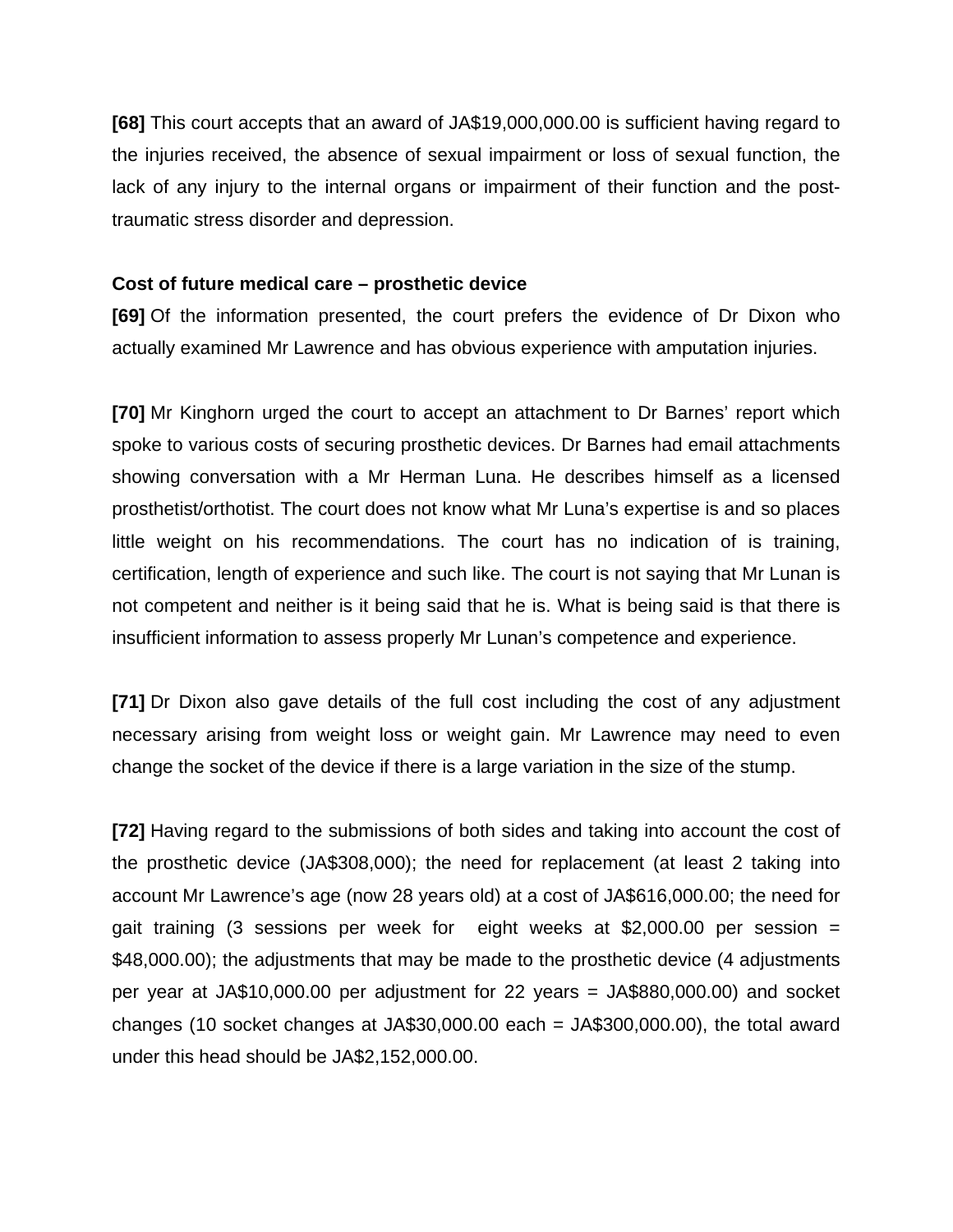**[68]** This court accepts that an award of JA$19,000,000.00 is sufficient having regard to the injuries received, the absence of sexual impairment or loss of sexual function, the lack of any injury to the internal organs or impairment of their function and the post-traumatic stress disorder and depression.

**Cost of future medical care – prosthetic device**

**[69]** Of the information presented, the court prefers the evidence of Dr Dixon who actually examined Mr Lawrence and has obvious experience with amputation injuries.

**[70]** Mr Kinghorn urged the court to accept an attachment to Dr Barnes' report which spoke to various costs of securing prosthetic devices. Dr Barnes had email attachments showing conversation with a Mr Herman Luna. He describes himself as a licensed prosthetist/orthotist. The court does not know what Mr Luna's expertise is and so places little weight on his recommendations. The court has no indication of is training, certification, length of experience and such like. The court is not saying that Mr Lunan is not competent and neither is it being said that he is. What is being said is that there is insufficient information to assess properly Mr Lunan's competence and experience.

**[71]** Dr Dixon also gave details of the full cost including the cost of any adjustment necessary arising from weight loss or weight gain. Mr Lawrence may need to even change the socket of the device if there is a large variation in the size of the stump.

**[72]** Having regard to the submissions of both sides and taking into account the cost of the prosthetic device (JA$308,000); the need for replacement (at least 2 taking into account Mr Lawrence's age (now 28 years old) at a cost of JA$616,000.00; the need for gait training (3 sessions per week for eight weeks at $2,000.00 per session = $48,000.00); the adjustments that may be made to the prosthetic device (4 adjustments per year at JA$10,000.00 per adjustment for 22 years = JA$880,000.00) and socket changes (10 socket changes at JA$30,000.00 each = JA$300,000.00), the total award under this head should be JA$2,152,000.00.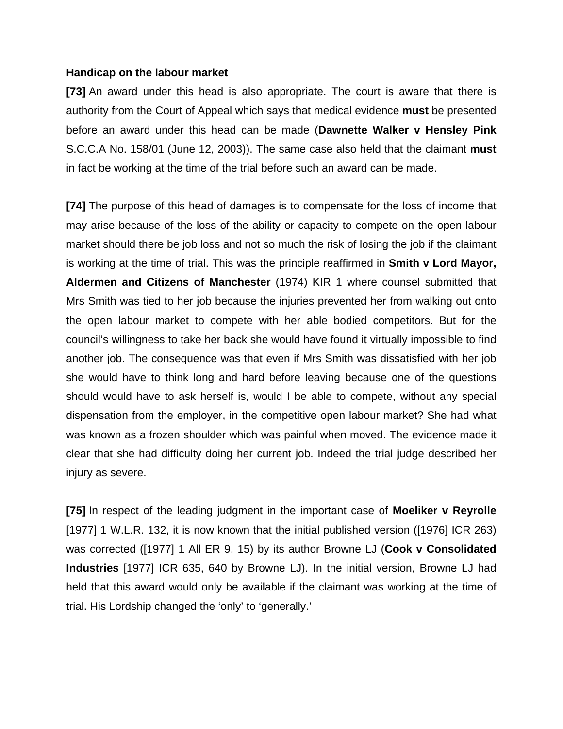**Handicap on the labour market**

**[73]** An award under this head is also appropriate. The court is aware that there is authority from the Court of Appeal which says that medical evidence **must** be presented before an award under this head can be made (**Dawnette Walker v Hensley Pink** S.C.C.A No. 158/01 (June 12, 2003)). The same case also held that the claimant **must** in fact be working at the time of the trial before such an award can be made.

**[74]** The purpose of this head of damages is to compensate for the loss of income that may arise because of the loss of the ability or capacity to compete on the open labour market should there be job loss and not so much the risk of losing the job if the claimant is working at the time of trial. This was the principle reaffirmed in **Smith v Lord Mayor, Aldermen and Citizens of Manchester** (1974) KIR 1 where counsel submitted that Mrs Smith was tied to her job because the injuries prevented her from walking out onto the open labour market to compete with her able bodied competitors. But for the council's willingness to take her back she would have found it virtually impossible to find another job. The consequence was that even if Mrs Smith was dissatisfied with her job she would have to think long and hard before leaving because one of the questions should would have to ask herself is, would I be able to compete, without any special dispensation from the employer, in the competitive open labour market? She had what was known as a frozen shoulder which was painful when moved. The evidence made it clear that she had difficulty doing her current job. Indeed the trial judge described her injury as severe.

**[75]** In respect of the leading judgment in the important case of **Moeliker v Reyrolle** [1977] 1 W.L.R. 132, it is now known that the initial published version ([1976] ICR 263) was corrected ([1977] 1 All ER 9, 15) by its author Browne LJ (**Cook v Consolidated Industries** [1977] ICR 635, 640 by Browne LJ). In the initial version, Browne LJ had held that this award would only be available if the claimant was working at the time of trial. His Lordship changed the 'only' to 'generally.'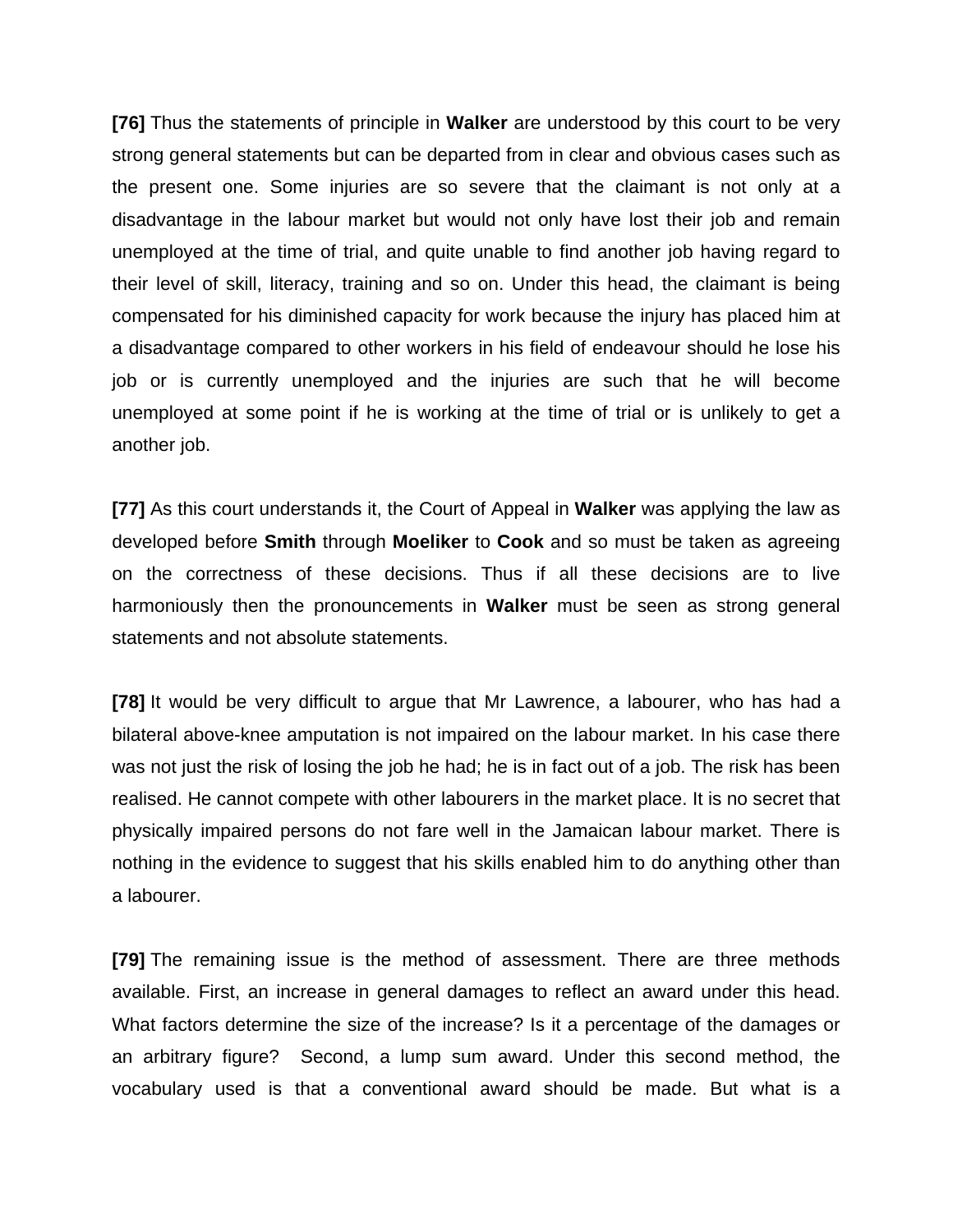**[76]** Thus the statements of principle in **Walker** are understood by this court to be very strong general statements but can be departed from in clear and obvious cases such as the present one. Some injuries are so severe that the claimant is not only at a disadvantage in the labour market but would not only have lost their job and remain unemployed at the time of trial, and quite unable to find another job having regard to their level of skill, literacy, training and so on. Under this head, the claimant is being compensated for his diminished capacity for work because the injury has placed him at a disadvantage compared to other workers in his field of endeavour should he lose his job or is currently unemployed and the injuries are such that he will become unemployed at some point if he is working at the time of trial or is unlikely to get a another job.

**[77]** As this court understands it, the Court of Appeal in **Walker** was applying the law as developed before **Smith** through **Moeliker** to **Cook** and so must be taken as agreeing on the correctness of these decisions. Thus if all these decisions are to live harmoniously then the pronouncements in **Walker** must be seen as strong general statements and not absolute statements.

**[78]** It would be very difficult to argue that Mr Lawrence, a labourer, who has had a bilateral above-knee amputation is not impaired on the labour market. In his case there was not just the risk of losing the job he had; he is in fact out of a job. The risk has been realised. He cannot compete with other labourers in the market place. It is no secret that physically impaired persons do not fare well in the Jamaican labour market. There is nothing in the evidence to suggest that his skills enabled him to do anything other than a labourer.

**[79]** The remaining issue is the method of assessment. There are three methods available. First, an increase in general damages to reflect an award under this head. What factors determine the size of the increase? Is it a percentage of the damages or an arbitrary figure? Second, a lump sum award. Under this second method, the vocabulary used is that a conventional award should be made. But what is a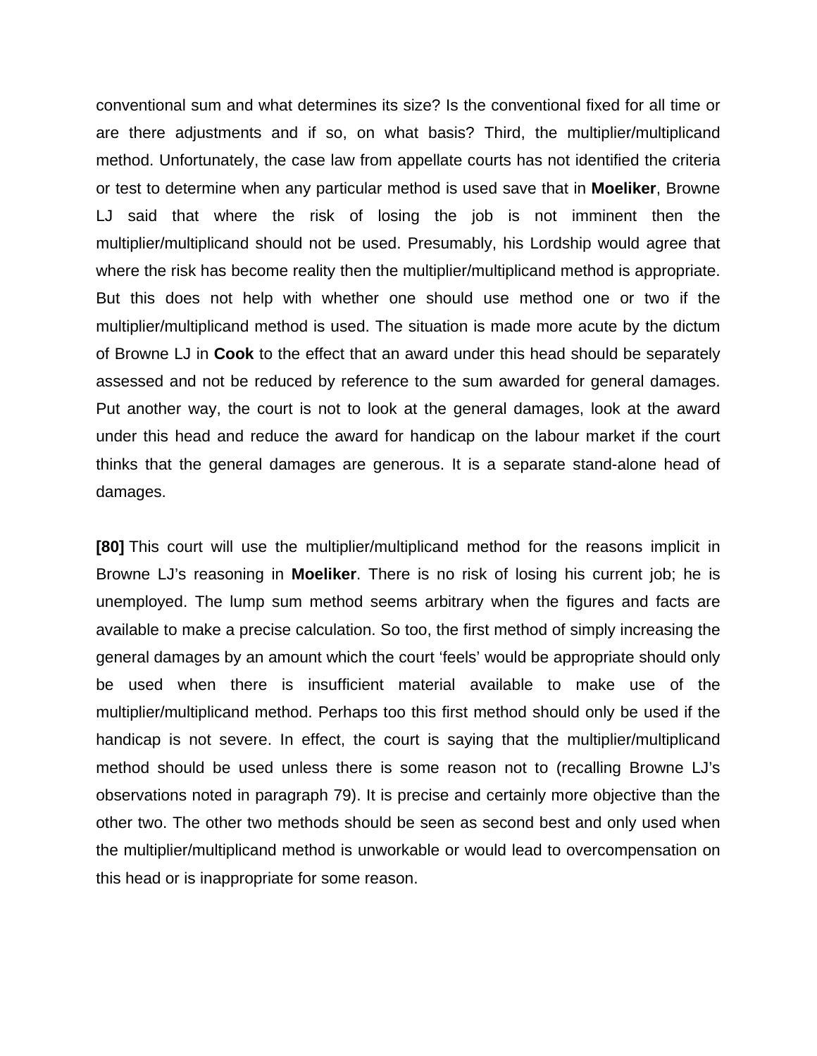conventional sum and what determines its size? Is the conventional fixed for all time or are there adjustments and if so, on what basis? Third, the multiplier/multiplicand method. Unfortunately, the case law from appellate courts has not identified the criteria or test to determine when any particular method is used save that in **Moeliker**, Browne LJ said that where the risk of losing the job is not imminent then the multiplier/multiplicand should not be used. Presumably, his Lordship would agree that where the risk has become reality then the multiplier/multiplicand method is appropriate. But this does not help with whether one should use method one or two if the multiplier/multiplicand method is used. The situation is made more acute by the dictum of Browne LJ in **Cook** to the effect that an award under this head should be separately assessed and not be reduced by reference to the sum awarded for general damages. Put another way, the court is not to look at the general damages, look at the award under this head and reduce the award for handicap on the labour market if the court thinks that the general damages are generous. It is a separate stand-alone head of damages.

**[80]** This court will use the multiplier/multiplicand method for the reasons implicit in Browne LJ's reasoning in **Moeliker**. There is no risk of losing his current job; he is unemployed. The lump sum method seems arbitrary when the figures and facts are available to make a precise calculation. So too, the first method of simply increasing the general damages by an amount which the court 'feels' would be appropriate should only be used when there is insufficient material available to make use of the multiplier/multiplicand method. Perhaps too this first method should only be used if the handicap is not severe. In effect, the court is saying that the multiplier/multiplicand method should be used unless there is some reason not to (recalling Browne LJ's observations noted in paragraph 79). It is precise and certainly more objective than the other two. The other two methods should be seen as second best and only used when the multiplier/multiplicand method is unworkable or would lead to overcompensation on this head or is inappropriate for some reason.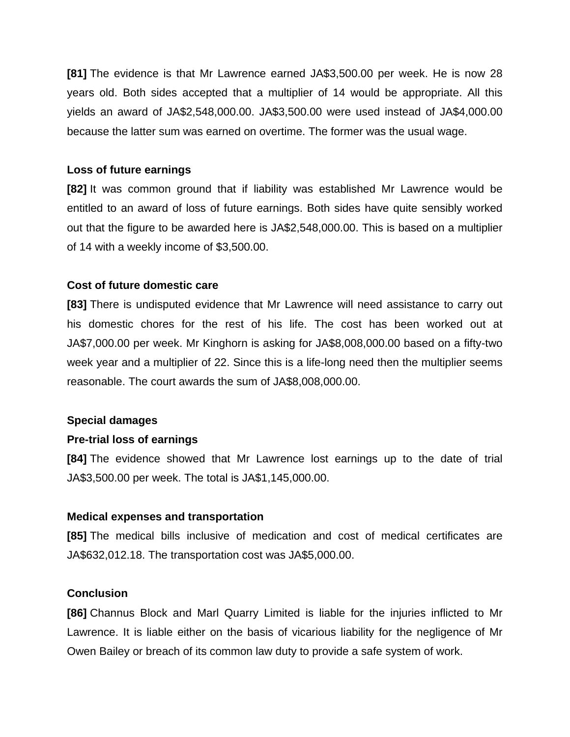**[81]** The evidence is that Mr Lawrence earned JA$3,500.00 per week. He is now 28 years old. Both sides accepted that a multiplier of 14 would be appropriate. All this yields an award of JA$2,548,000.00. JA$3,500.00 were used instead of JA$4,000.00 because the latter sum was earned on overtime. The former was the usual wage.

**Loss of future earnings**

**[82]** It was common ground that if liability was established Mr Lawrence would be entitled to an award of loss of future earnings. Both sides have quite sensibly worked out that the figure to be awarded here is JA$2,548,000.00. This is based on a multiplier of 14 with a weekly income of $3,500.00.

**Cost of future domestic care**

**[83]** There is undisputed evidence that Mr Lawrence will need assistance to carry out his domestic chores for the rest of his life. The cost has been worked out at JA$7,000.00 per week. Mr Kinghorn is asking for JA$8,008,000.00 based on a fifty-two week year and a multiplier of 22. Since this is a life-long need then the multiplier seems reasonable. The court awards the sum of JA$8,008,000.00.

**Special damages**

**Pre-trial loss of earnings**

**[84]** The evidence showed that Mr Lawrence lost earnings up to the date of trial JA$3,500.00 per week. The total is JA$1,145,000.00.

**Medical expenses and transportation**

**[85]** The medical bills inclusive of medication and cost of medical certificates are JA$632,012.18. The transportation cost was JA$5,000.00.

**Conclusion**

**[86]** Channus Block and Marl Quarry Limited is liable for the injuries inflicted to Mr Lawrence. It is liable either on the basis of vicarious liability for the negligence of Mr Owen Bailey or breach of its common law duty to provide a safe system of work.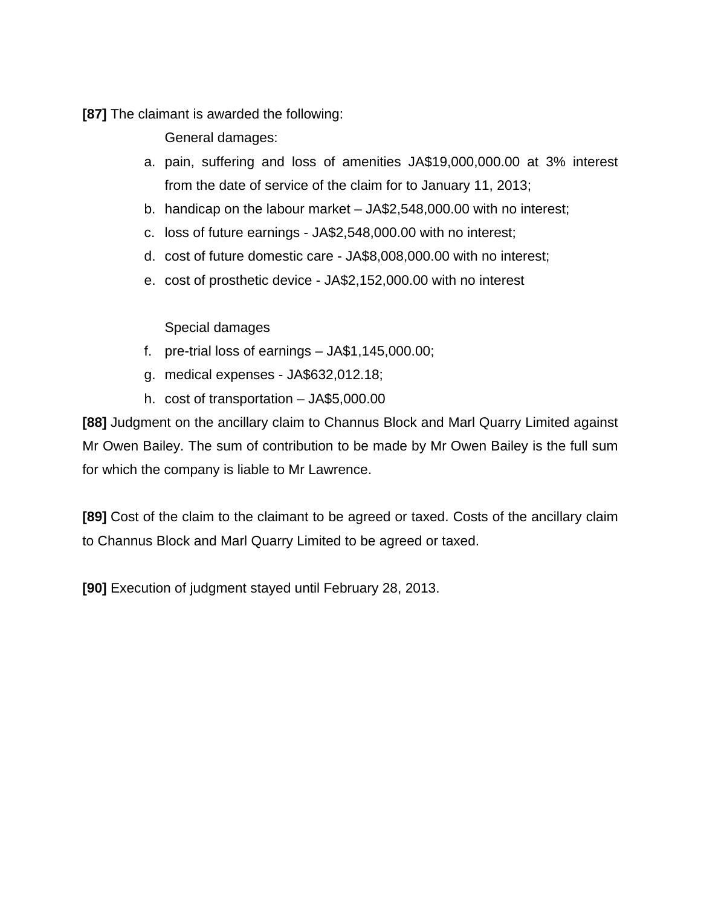**[87]** The claimant is awarded the following:

General damages:

a. pain, suffering and loss of amenities JA$19,000,000.00 at 3% interest from the date of service of the claim for to January 11, 2013;
b. handicap on the labour market – JA$2,548,000.00 with no interest;
c. loss of future earnings - JA$2,548,000.00 with no interest;
d. cost of future domestic care - JA$8,008,000.00 with no interest;
e. cost of prosthetic device - JA$2,152,000.00 with no interest

Special damages

f. pre-trial loss of earnings – JA$1,145,000.00;
g. medical expenses - JA$632,012.18;
h. cost of transportation – JA$5,000.00

**[88]** Judgment on the ancillary claim to Channus Block and Marl Quarry Limited against Mr Owen Bailey. The sum of contribution to be made by Mr Owen Bailey is the full sum for which the company is liable to Mr Lawrence.

**[89]** Cost of the claim to the claimant to be agreed or taxed. Costs of the ancillary claim to Channus Block and Marl Quarry Limited to be agreed or taxed.

**[90]** Execution of judgment stayed until February 28, 2013.